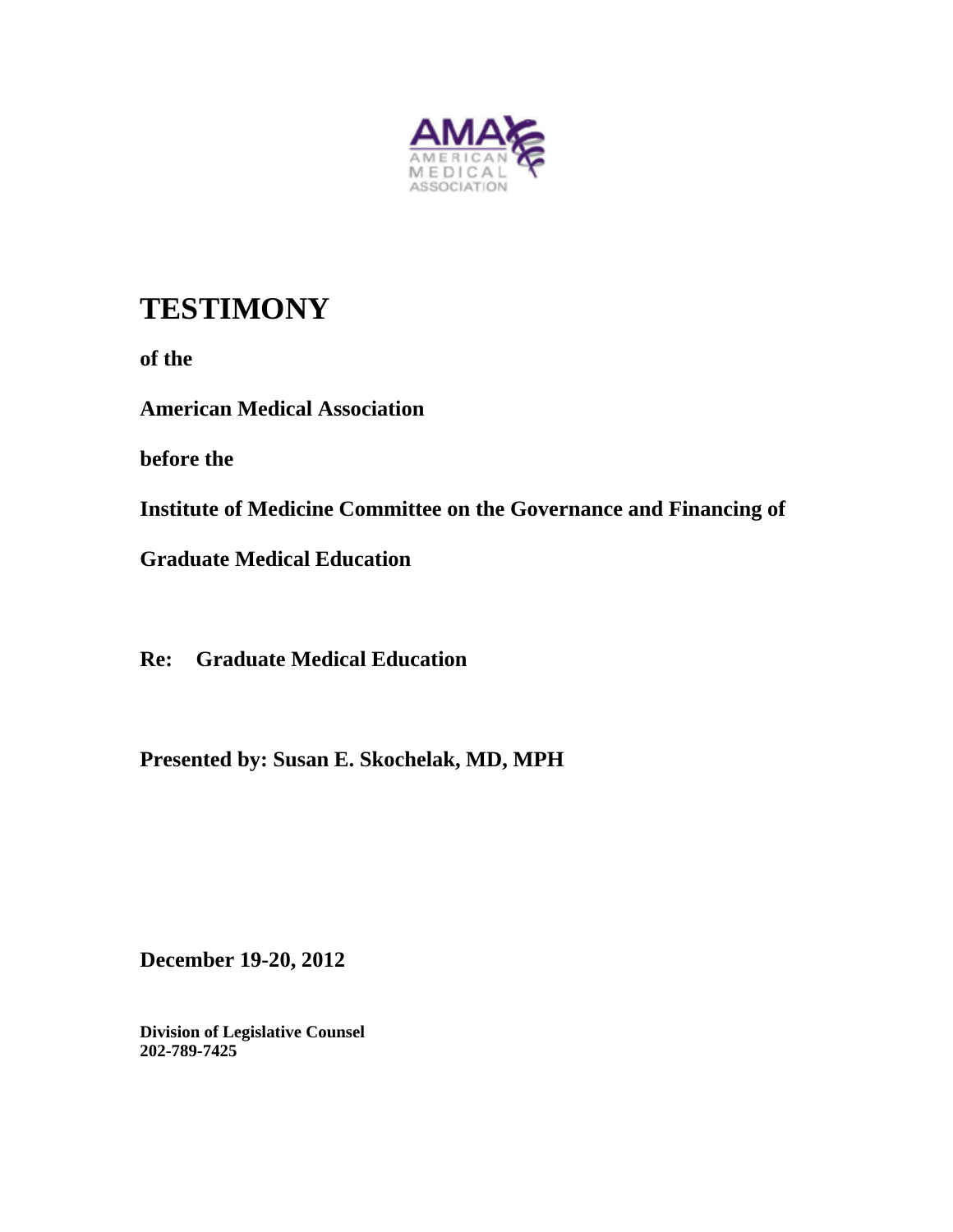AMA
AMERICAN
MEDICAL
ASSOCIATION

# TESTIMONY

**of the**

**American Medical Association**

**before the**

**Institute of Medicine Committee on the Governance and Financing of Graduate Medical Education**

**Re: Graduate Medical Education**

**Presented by: Susan E. Skochelak, MD, MPH**

**December 19-20, 2012**

**Division of Legislative Counsel**
**202-789-7425**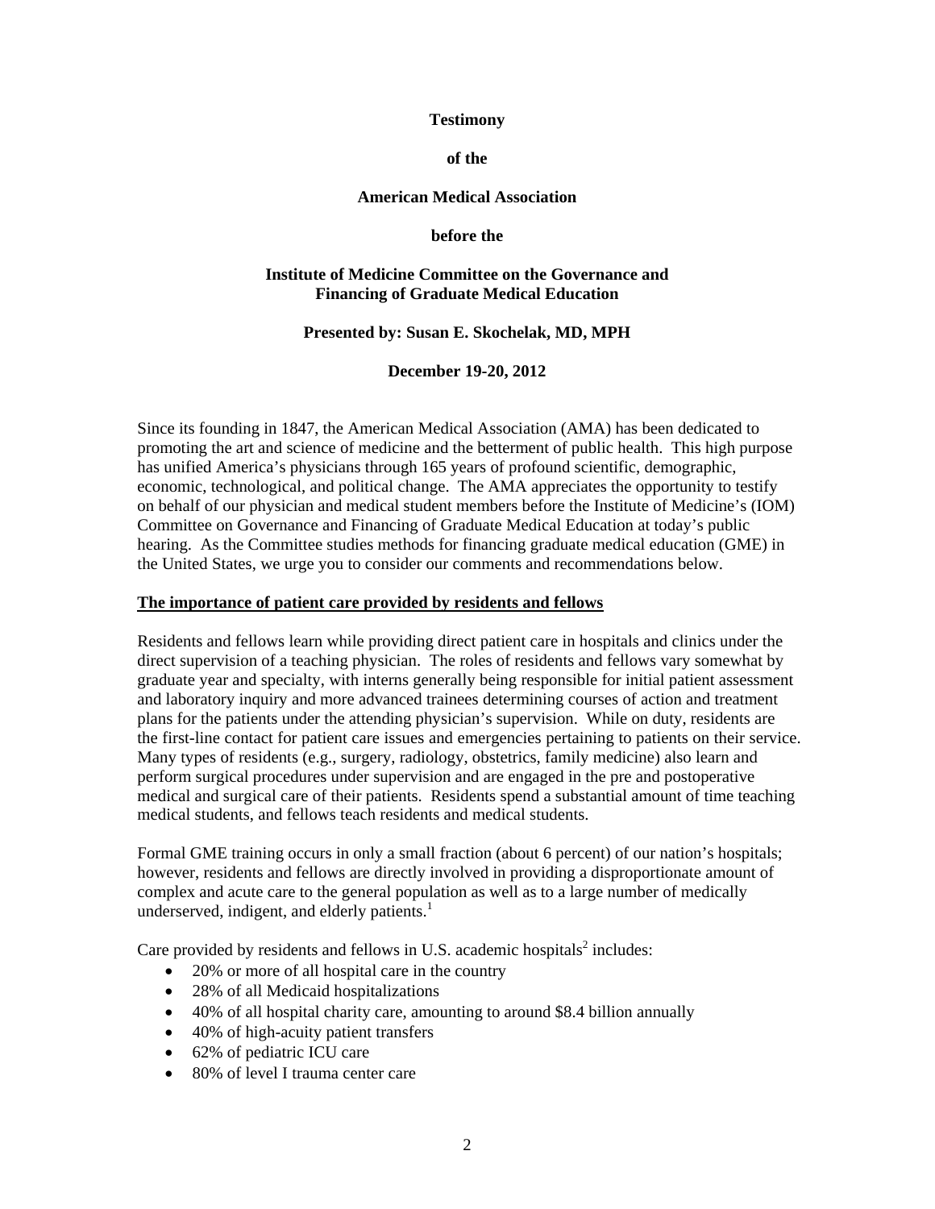**Testimony**

**of the**

**American Medical Association**

**before the**

**Institute of Medicine Committee on the Governance and Financing of Graduate Medical Education**

**Presented by: Susan E. Skochelak, MD, MPH**

**December 19-20, 2012**

Since its founding in 1847, the American Medical Association (AMA) has been dedicated to promoting the art and science of medicine and the betterment of public health. This high purpose has unified America's physicians through 165 years of profound scientific, demographic, economic, technological, and political change. The AMA appreciates the opportunity to testify on behalf of our physician and medical student members before the Institute of Medicine's (IOM) Committee on Governance and Financing of Graduate Medical Education at today's public hearing. As the Committee studies methods for financing graduate medical education (GME) in the United States, we urge you to consider our comments and recommendations below.

**The importance of patient care provided by residents and fellows**

Residents and fellows learn while providing direct patient care in hospitals and clinics under the direct supervision of a teaching physician. The roles of residents and fellows vary somewhat by graduate year and specialty, with interns generally being responsible for initial patient assessment and laboratory inquiry and more advanced trainees determining courses of action and treatment plans for the patients under the attending physician's supervision. While on duty, residents are the first-line contact for patient care issues and emergencies pertaining to patients on their service. Many types of residents (e.g., surgery, radiology, obstetrics, family medicine) also learn and perform surgical procedures under supervision and are engaged in the pre and postoperative medical and surgical care of their patients. Residents spend a substantial amount of time teaching medical students, and fellows teach residents and medical students.

Formal GME training occurs in only a small fraction (about 6 percent) of our nation's hospitals; however, residents and fellows are directly involved in providing a disproportionate amount of complex and acute care to the general population as well as to a large number of medically underserved, indigent, and elderly patients.[1]

Care provided by residents and fellows in U.S. academic hospitals[2] includes:

- 20% or more of all hospital care in the country
- 28% of all Medicaid hospitalizations
- 40% of all hospital charity care, amounting to around $8.4 billion annually
- 40% of high-acuity patient transfers
- 62% of pediatric ICU care
- 80% of level I trauma center care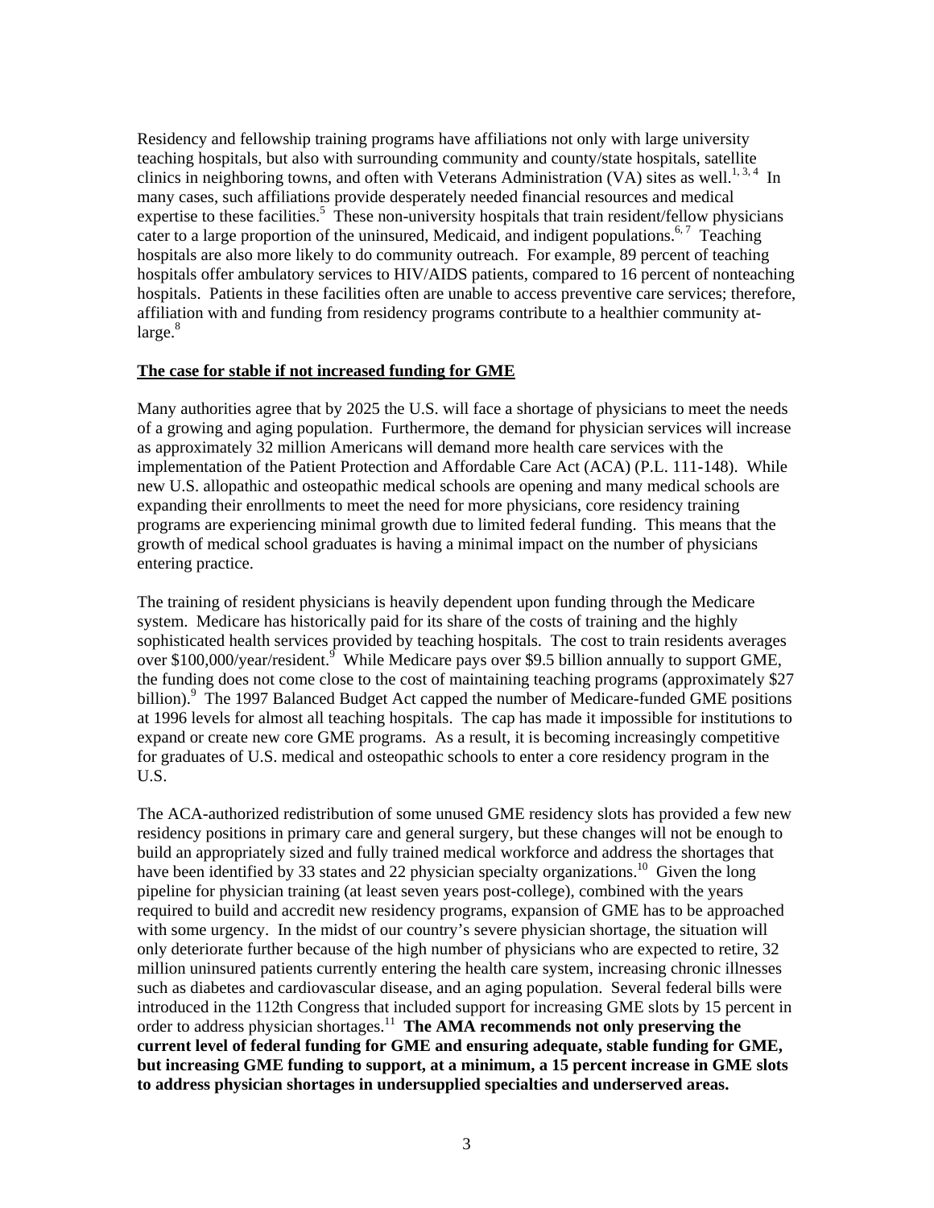Residency and fellowship training programs have affiliations not only with large university teaching hospitals, but also with surrounding community and county/state hospitals, satellite clinics in neighboring towns, and often with Veterans Administration (VA) sites as well.[1, 3, 4] In many cases, such affiliations provide desperately needed financial resources and medical expertise to these facilities.[5] These non-university hospitals that train resident/fellow physicians cater to a large proportion of the uninsured, Medicaid, and indigent populations.[6, 7] Teaching hospitals are also more likely to do community outreach. For example, 89 percent of teaching hospitals offer ambulatory services to HIV/AIDS patients, compared to 16 percent of nonteaching hospitals. Patients in these facilities often are unable to access preventive care services; therefore, affiliation with and funding from residency programs contribute to a healthier community at-large.[8]

**The case for stable if not increased funding for GME**

Many authorities agree that by 2025 the U.S. will face a shortage of physicians to meet the needs of a growing and aging population. Furthermore, the demand for physician services will increase as approximately 32 million Americans will demand more health care services with the implementation of the Patient Protection and Affordable Care Act (ACA) (P.L. 111-148). While new U.S. allopathic and osteopathic medical schools are opening and many medical schools are expanding their enrollments to meet the need for more physicians, core residency training programs are experiencing minimal growth due to limited federal funding. This means that the growth of medical school graduates is having a minimal impact on the number of physicians entering practice.

The training of resident physicians is heavily dependent upon funding through the Medicare system. Medicare has historically paid for its share of the costs of training and the highly sophisticated health services provided by teaching hospitals. The cost to train residents averages over $100,000/year/resident.[9] While Medicare pays over $9.5 billion annually to support GME, the funding does not come close to the cost of maintaining teaching programs (approximately $27 billion).[9] The 1997 Balanced Budget Act capped the number of Medicare-funded GME positions at 1996 levels for almost all teaching hospitals. The cap has made it impossible for institutions to expand or create new core GME programs. As a result, it is becoming increasingly competitive for graduates of U.S. medical and osteopathic schools to enter a core residency program in the U.S.

The ACA-authorized redistribution of some unused GME residency slots has provided a few new residency positions in primary care and general surgery, but these changes will not be enough to build an appropriately sized and fully trained medical workforce and address the shortages that have been identified by 33 states and 22 physician specialty organizations.[10] Given the long pipeline for physician training (at least seven years post-college), combined with the years required to build and accredit new residency programs, expansion of GME has to be approached with some urgency. In the midst of our country's severe physician shortage, the situation will only deteriorate further because of the high number of physicians who are expected to retire, 32 million uninsured patients currently entering the health care system, increasing chronic illnesses such as diabetes and cardiovascular disease, and an aging population. Several federal bills were introduced in the 112th Congress that included support for increasing GME slots by 15 percent in order to address physician shortages.[11] **The AMA recommends not only preserving the current level of federal funding for GME and ensuring adequate, stable funding for GME, but increasing GME funding to support, at a minimum, a 15 percent increase in GME slots to address physician shortages in undersupplied specialties and underserved areas.**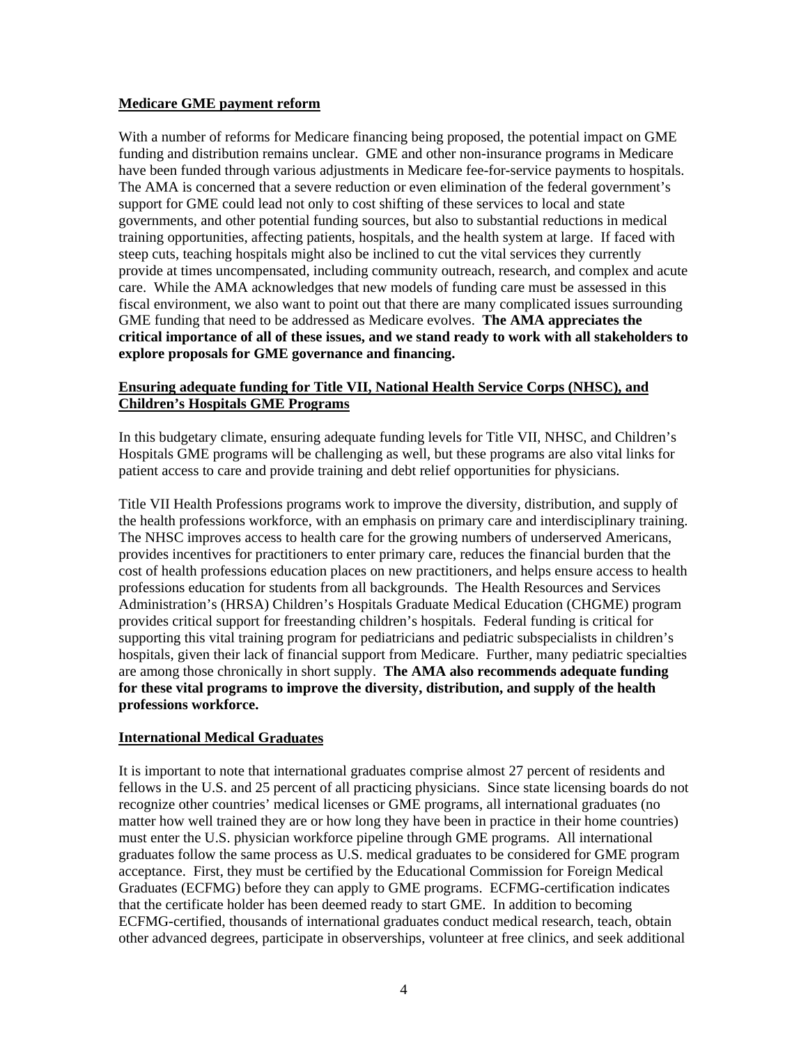**Medicare GME payment reform**

With a number of reforms for Medicare financing being proposed, the potential impact on GME funding and distribution remains unclear. GME and other non-insurance programs in Medicare have been funded through various adjustments in Medicare fee-for-service payments to hospitals. The AMA is concerned that a severe reduction or even elimination of the federal government's support for GME could lead not only to cost shifting of these services to local and state governments, and other potential funding sources, but also to substantial reductions in medical training opportunities, affecting patients, hospitals, and the health system at large. If faced with steep cuts, teaching hospitals might also be inclined to cut the vital services they currently provide at times uncompensated, including community outreach, research, and complex and acute care. While the AMA acknowledges that new models of funding care must be assessed in this fiscal environment, we also want to point out that there are many complicated issues surrounding GME funding that need to be addressed as Medicare evolves. **The AMA appreciates the critical importance of all of these issues, and we stand ready to work with all stakeholders to explore proposals for GME governance and financing.**

**Ensuring adequate funding for Title VII, National Health Service Corps (NHSC), and Children's Hospitals GME Programs**

In this budgetary climate, ensuring adequate funding levels for Title VII, NHSC, and Children's Hospitals GME programs will be challenging as well, but these programs are also vital links for patient access to care and provide training and debt relief opportunities for physicians.

Title VII Health Professions programs work to improve the diversity, distribution, and supply of the health professions workforce, with an emphasis on primary care and interdisciplinary training. The NHSC improves access to health care for the growing numbers of underserved Americans, provides incentives for practitioners to enter primary care, reduces the financial burden that the cost of health professions education places on new practitioners, and helps ensure access to health professions education for students from all backgrounds. The Health Resources and Services Administration's (HRSA) Children's Hospitals Graduate Medical Education (CHGME) program provides critical support for freestanding children's hospitals. Federal funding is critical for supporting this vital training program for pediatricians and pediatric subspecialists in children's hospitals, given their lack of financial support from Medicare. Further, many pediatric specialties are among those chronically in short supply. **The AMA also recommends adequate funding for these vital programs to improve the diversity, distribution, and supply of the health professions workforce.**

**International Medical Graduates**

It is important to note that international graduates comprise almost 27 percent of residents and fellows in the U.S. and 25 percent of all practicing physicians. Since state licensing boards do not recognize other countries' medical licenses or GME programs, all international graduates (no matter how well trained they are or how long they have been in practice in their home countries) must enter the U.S. physician workforce pipeline through GME programs. All international graduates follow the same process as U.S. medical graduates to be considered for GME program acceptance. First, they must be certified by the Educational Commission for Foreign Medical Graduates (ECFMG) before they can apply to GME programs. ECFMG-certification indicates that the certificate holder has been deemed ready to start GME. In addition to becoming ECFMG-certified, thousands of international graduates conduct medical research, teach, obtain other advanced degrees, participate in observerships, volunteer at free clinics, and seek additional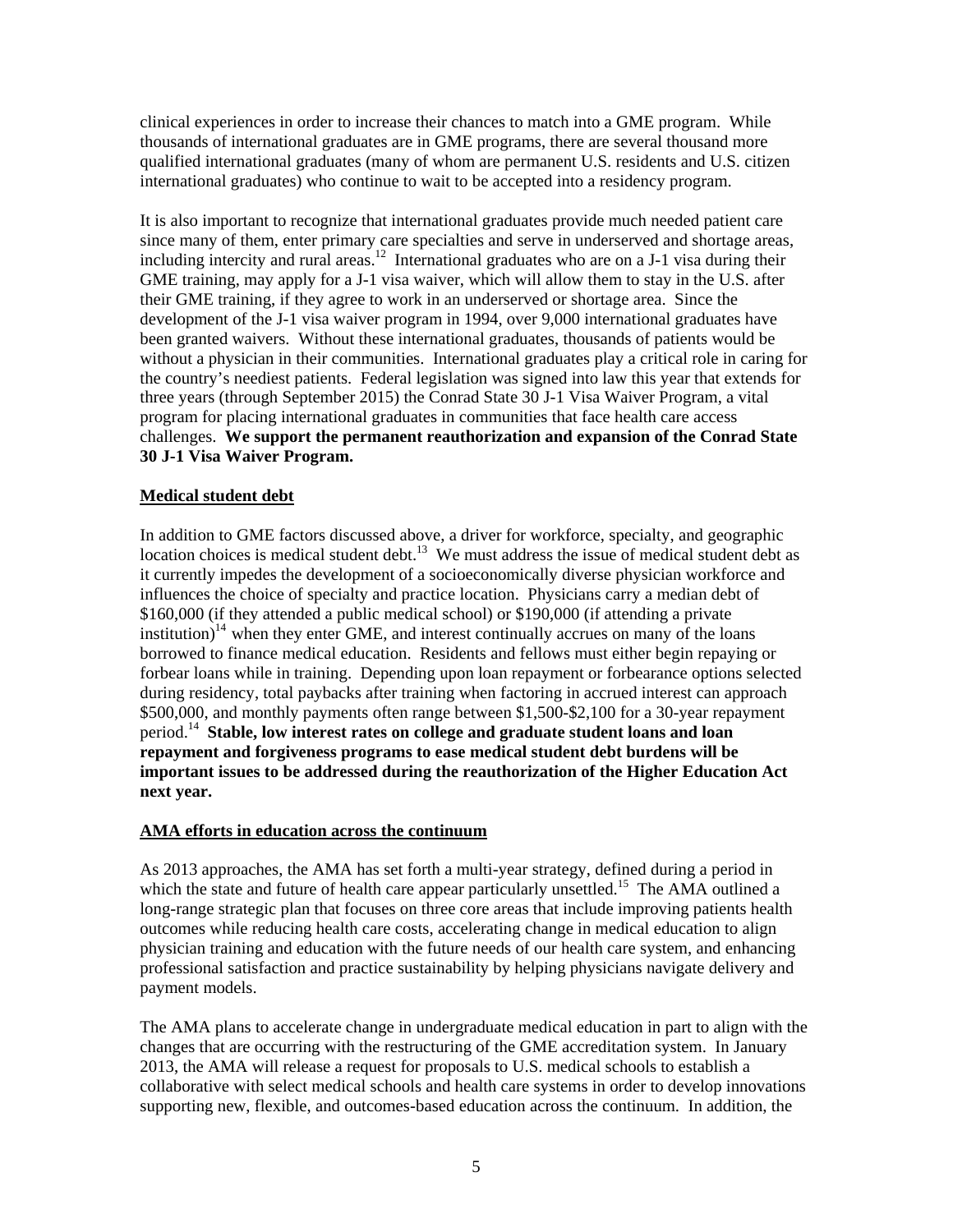clinical experiences in order to increase their chances to match into a GME program. While thousands of international graduates are in GME programs, there are several thousand more qualified international graduates (many of whom are permanent U.S. residents and U.S. citizen international graduates) who continue to wait to be accepted into a residency program.

It is also important to recognize that international graduates provide much needed patient care since many of them, enter primary care specialties and serve in underserved and shortage areas, including intercity and rural areas.[12] International graduates who are on a J-1 visa during their GME training, may apply for a J-1 visa waiver, which will allow them to stay in the U.S. after their GME training, if they agree to work in an underserved or shortage area. Since the development of the J-1 visa waiver program in 1994, over 9,000 international graduates have been granted waivers. Without these international graduates, thousands of patients would be without a physician in their communities. International graduates play a critical role in caring for the country's neediest patients. Federal legislation was signed into law this year that extends for three years (through September 2015) the Conrad State 30 J-1 Visa Waiver Program, a vital program for placing international graduates in communities that face health care access challenges. **We support the permanent reauthorization and expansion of the Conrad State 30 J-1 Visa Waiver Program.**

## Medical student debt

In addition to GME factors discussed above, a driver for workforce, specialty, and geographic location choices is medical student debt.[13] We must address the issue of medical student debt as it currently impedes the development of a socioeconomically diverse physician workforce and influences the choice of specialty and practice location. Physicians carry a median debt of $160,000 (if they attended a public medical school) or $190,000 (if attending a private institution)[14] when they enter GME, and interest continually accrues on many of the loans borrowed to finance medical education. Residents and fellows must either begin repaying or forbear loans while in training. Depending upon loan repayment or forbearance options selected during residency, total paybacks after training when factoring in accrued interest can approach $500,000, and monthly payments often range between $1,500-$2,100 for a 30-year repayment period.[14] **Stable, low interest rates on college and graduate student loans and loan repayment and forgiveness programs to ease medical student debt burdens will be important issues to be addressed during the reauthorization of the Higher Education Act next year.**

## AMA efforts in education across the continuum

As 2013 approaches, the AMA has set forth a multi-year strategy, defined during a period in which the state and future of health care appear particularly unsettled.[15] The AMA outlined a long-range strategic plan that focuses on three core areas that include improving patients health outcomes while reducing health care costs, accelerating change in medical education to align physician training and education with the future needs of our health care system, and enhancing professional satisfaction and practice sustainability by helping physicians navigate delivery and payment models.

The AMA plans to accelerate change in undergraduate medical education in part to align with the changes that are occurring with the restructuring of the GME accreditation system. In January 2013, the AMA will release a request for proposals to U.S. medical schools to establish a collaborative with select medical schools and health care systems in order to develop innovations supporting new, flexible, and outcomes-based education across the continuum. In addition, the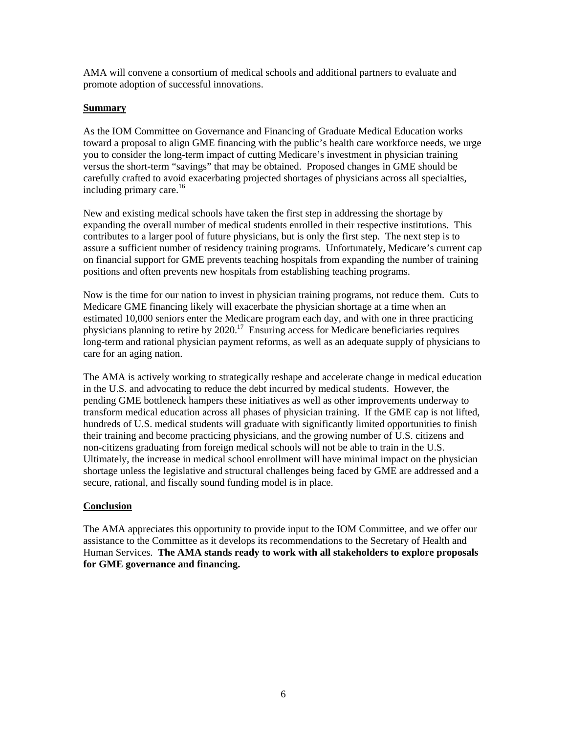AMA will convene a consortium of medical schools and additional partners to evaluate and promote adoption of successful innovations.

## Summary

As the IOM Committee on Governance and Financing of Graduate Medical Education works toward a proposal to align GME financing with the public's health care workforce needs, we urge you to consider the long-term impact of cutting Medicare's investment in physician training versus the short-term "savings" that may be obtained. Proposed changes in GME should be carefully crafted to avoid exacerbating projected shortages of physicians across all specialties, including primary care.[16]

New and existing medical schools have taken the first step in addressing the shortage by expanding the overall number of medical students enrolled in their respective institutions. This contributes to a larger pool of future physicians, but is only the first step. The next step is to assure a sufficient number of residency training programs. Unfortunately, Medicare's current cap on financial support for GME prevents teaching hospitals from expanding the number of training positions and often prevents new hospitals from establishing teaching programs.

Now is the time for our nation to invest in physician training programs, not reduce them. Cuts to Medicare GME financing likely will exacerbate the physician shortage at a time when an estimated 10,000 seniors enter the Medicare program each day, and with one in three practicing physicians planning to retire by 2020.[17] Ensuring access for Medicare beneficiaries requires long-term and rational physician payment reforms, as well as an adequate supply of physicians to care for an aging nation.

The AMA is actively working to strategically reshape and accelerate change in medical education in the U.S. and advocating to reduce the debt incurred by medical students. However, the pending GME bottleneck hampers these initiatives as well as other improvements underway to transform medical education across all phases of physician training. If the GME cap is not lifted, hundreds of U.S. medical students will graduate with significantly limited opportunities to finish their training and become practicing physicians, and the growing number of U.S. citizens and non-citizens graduating from foreign medical schools will not be able to train in the U.S. Ultimately, the increase in medical school enrollment will have minimal impact on the physician shortage unless the legislative and structural challenges being faced by GME are addressed and a secure, rational, and fiscally sound funding model is in place.

## Conclusion

The AMA appreciates this opportunity to provide input to the IOM Committee, and we offer our assistance to the Committee as it develops its recommendations to the Secretary of Health and Human Services. **The AMA stands ready to work with all stakeholders to explore proposals for GME governance and financing.**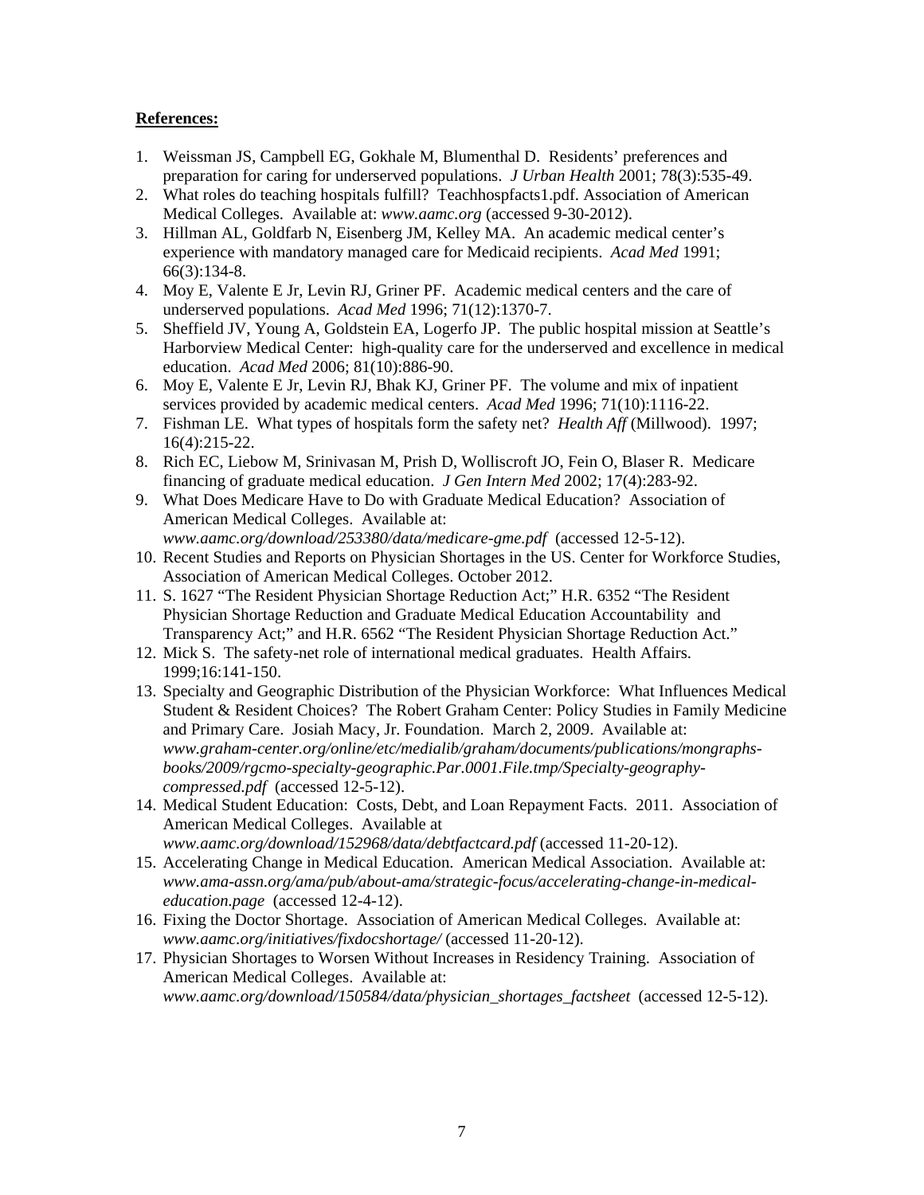**References:**

1. Weissman JS, Campbell EG, Gokhale M, Blumenthal D. Residents' preferences and preparation for caring for underserved populations. *J Urban Health* 2001; 78(3):535-49.
2. What roles do teaching hospitals fulfill? Teachhospfacts1.pdf. Association of American Medical Colleges. Available at: *www.aamc.org* (accessed 9-30-2012).
3. Hillman AL, Goldfarb N, Eisenberg JM, Kelley MA. An academic medical center's experience with mandatory managed care for Medicaid recipients. *Acad Med* 1991; 66(3):134-8.
4. Moy E, Valente E Jr, Levin RJ, Griner PF. Academic medical centers and the care of underserved populations. *Acad Med* 1996; 71(12):1370-7.
5. Sheffield JV, Young A, Goldstein EA, Logerfo JP. The public hospital mission at Seattle's Harborview Medical Center: high-quality care for the underserved and excellence in medical education. *Acad Med* 2006; 81(10):886-90.
6. Moy E, Valente E Jr, Levin RJ, Bhak KJ, Griner PF. The volume and mix of inpatient services provided by academic medical centers. *Acad Med* 1996; 71(10):1116-22.
7. Fishman LE. What types of hospitals form the safety net? *Health Aff* (Millwood). 1997; 16(4):215-22.
8. Rich EC, Liebow M, Srinivasan M, Prish D, Wolliscroft JO, Fein O, Blaser R. Medicare financing of graduate medical education. *J Gen Intern Med* 2002; 17(4):283-92.
9. What Does Medicare Have to Do with Graduate Medical Education? Association of American Medical Colleges. Available at: *www.aamc.org/download/253380/data/medicare-gme.pdf* (accessed 12-5-12).
10. Recent Studies and Reports on Physician Shortages in the US. Center for Workforce Studies, Association of American Medical Colleges. October 2012.
11. S. 1627 "The Resident Physician Shortage Reduction Act;" H.R. 6352 "The Resident Physician Shortage Reduction and Graduate Medical Education Accountability and Transparency Act;" and H.R. 6562 "The Resident Physician Shortage Reduction Act."
12. Mick S. The safety-net role of international medical graduates. Health Affairs. 1999;16:141-150.
13. Specialty and Geographic Distribution of the Physician Workforce: What Influences Medical Student & Resident Choices? The Robert Graham Center: Policy Studies in Family Medicine and Primary Care. Josiah Macy, Jr. Foundation. March 2, 2009. Available at: *www.graham-center.org/online/etc/medialib/graham/documents/publications/mongraphs-books/2009/rgcmo-specialty-geographic.Par.0001.File.tmp/Specialty-geography-compressed.pdf* (accessed 12-5-12).
14. Medical Student Education: Costs, Debt, and Loan Repayment Facts. 2011. Association of American Medical Colleges. Available at *www.aamc.org/download/152968/data/debtfactcard.pdf* (accessed 11-20-12).
15. Accelerating Change in Medical Education. American Medical Association. Available at: *www.ama-assn.org/ama/pub/about-ama/strategic-focus/accelerating-change-in-medical-education.page* (accessed 12-4-12).
16. Fixing the Doctor Shortage. Association of American Medical Colleges. Available at: *www.aamc.org/initiatives/fixdocshortage/* (accessed 11-20-12).
17. Physician Shortages to Worsen Without Increases in Residency Training. Association of American Medical Colleges. Available at: *www.aamc.org/download/150584/data/physician_shortages_factsheet* (accessed 12-5-12).